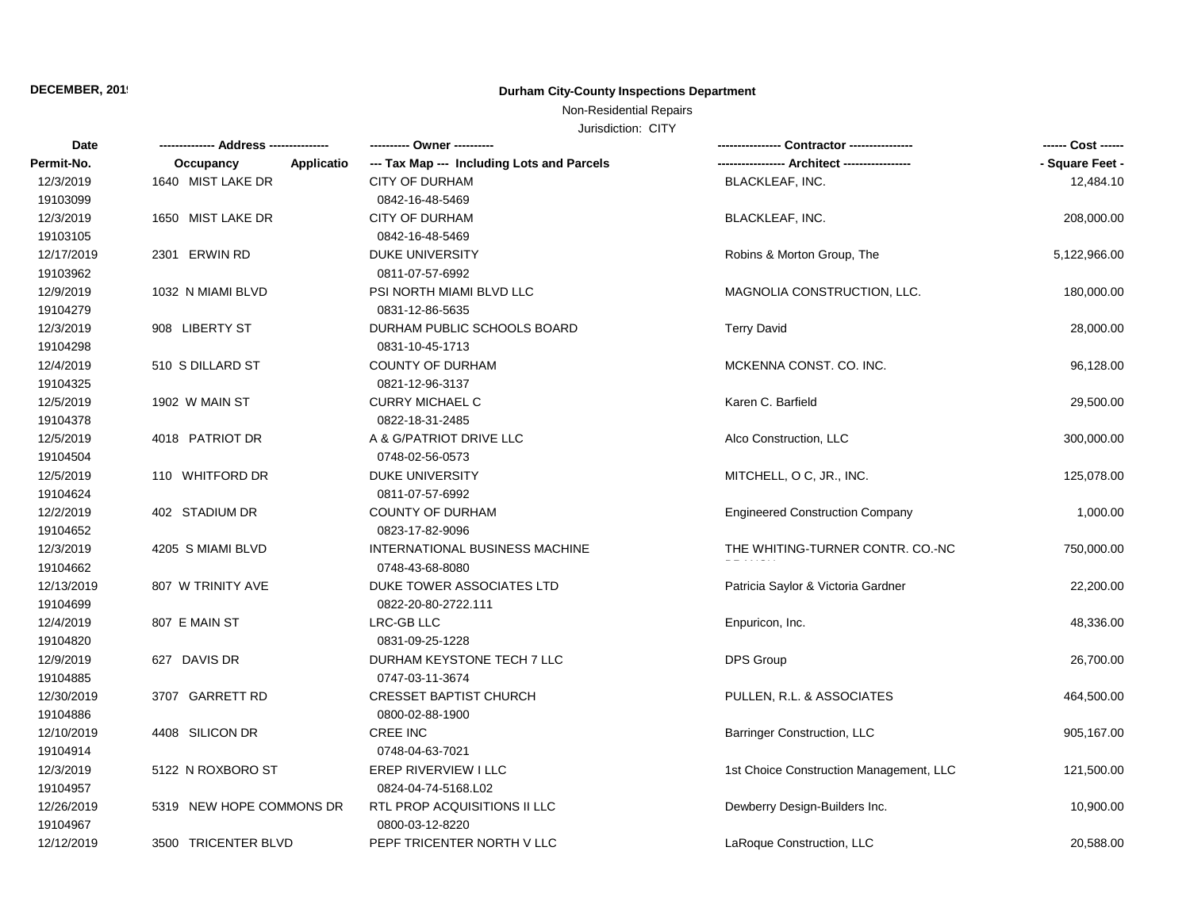**DECEMBER, 2019**

# Durham City-County Inspections Department

Non-Residential Repairs

Jurisdiction: CITY

| Date / Permit-No. | Address / Occupancy / Applicatio | Owner / Tax Map --- Including Lots and Parcels | Contractor / Architect | Cost / Square Feet |
|---|---|---|---|---|
| 12/3/2019<br>19103099 | 1640 MIST LAKE DR | CITY OF DURHAM<br>0842-16-48-5469 | BLACKLEAF, INC. | 12,484.10 |
| 12/3/2019<br>19103105 | 1650 MIST LAKE DR | CITY OF DURHAM<br>0842-16-48-5469 | BLACKLEAF, INC. | 208,000.00 |
| 12/17/2019<br>19103962 | 2301 ERWIN RD | DUKE UNIVERSITY<br>0811-07-57-6992 | Robins & Morton Group, The | 5,122,966.00 |
| 12/9/2019<br>19104279 | 1032 N MIAMI BLVD | PSI NORTH MIAMI BLVD LLC<br>0831-12-86-5635 | MAGNOLIA CONSTRUCTION, LLC. | 180,000.00 |
| 12/3/2019<br>19104298 | 908 LIBERTY ST | DURHAM PUBLIC SCHOOLS BOARD<br>0831-10-45-1713 | Terry David | 28,000.00 |
| 12/4/2019<br>19104325 | 510 S DILLARD ST | COUNTY OF DURHAM<br>0821-12-96-3137 | MCKENNA CONST. CO. INC. | 96,128.00 |
| 12/5/2019<br>19104378 | 1902 W MAIN ST | CURRY MICHAEL C<br>0822-18-31-2485 | Karen C. Barfield | 29,500.00 |
| 12/5/2019<br>19104504 | 4018 PATRIOT DR | A & G/PATRIOT DRIVE LLC<br>0748-02-56-0573 | Alco Construction, LLC | 300,000.00 |
| 12/5/2019<br>19104624 | 110 WHITFORD DR | DUKE UNIVERSITY<br>0811-07-57-6992 | MITCHELL, O C, JR., INC. | 125,078.00 |
| 12/2/2019<br>19104652 | 402 STADIUM DR | COUNTY OF DURHAM<br>0823-17-82-9096 | Engineered Construction Company | 1,000.00 |
| 12/3/2019<br>19104662 | 4205 S MIAMI BLVD | INTERNATIONAL BUSINESS MACHINE<br>0748-43-68-8080 | THE WHITING-TURNER CONTR. CO.-NC BRANCH | 750,000.00 |
| 12/13/2019<br>19104699 | 807 W TRINITY AVE | DUKE TOWER ASSOCIATES LTD<br>0822-20-80-2722.111 | Patricia Saylor & Victoria Gardner | 22,200.00 |
| 12/4/2019<br>19104820 | 807 E MAIN ST | LRC-GB LLC<br>0831-09-25-1228 | Enpuricon, Inc. | 48,336.00 |
| 12/9/2019<br>19104885 | 627 DAVIS DR | DURHAM KEYSTONE TECH 7 LLC<br>0747-03-11-3674 | DPS Group | 26,700.00 |
| 12/30/2019<br>19104886 | 3707 GARRETT RD | CRESSET BAPTIST CHURCH<br>0800-02-88-1900 | PULLEN, R.L. & ASSOCIATES | 464,500.00 |
| 12/10/2019<br>19104914 | 4408 SILICON DR | CREE INC<br>0748-04-63-7021 | Barringer Construction, LLC | 905,167.00 |
| 12/3/2019<br>19104957 | 5122 N ROXBORO ST | EREP RIVERVIEW I LLC<br>0824-04-74-5168.L02 | 1st Choice Construction Management, LLC | 121,500.00 |
| 12/26/2019<br>19104967 | 5319 NEW HOPE COMMONS DR | RTL PROP ACQUISITIONS II LLC<br>0800-03-12-8220 | Dewberry Design-Builders Inc. | 10,900.00 |
| 12/12/2019 | 3500 TRICENTER BLVD | PEPF TRICENTER NORTH V LLC | LaRoque Construction, LLC | 20,588.00 |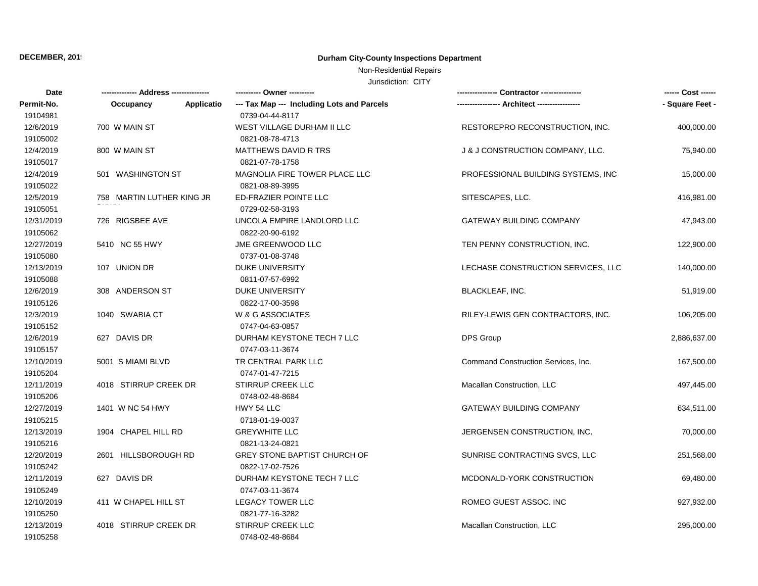**DECEMBER, 2019**

**Durham City-County Inspections Department**

Non-Residential Repairs

Jurisdiction: CITY

| Date / Permit-No. | Address / Occupancy / Applicatio | Owner / Tax Map --- Including Lots and Parcels | Contractor / Architect | Cost / Square Feet |
|---|---|---|---|---|
| 19104981 | | 0739-04-44-8117 | | |
| 12/6/2019 | 700 W MAIN ST | WEST VILLAGE DURHAM II LLC | RESTOREPRO RECONSTRUCTION, INC. | 400,000.00 |
| 19105002 | | 0821-08-78-4713 | | |
| 12/4/2019 | 800 W MAIN ST | MATTHEWS DAVID R TRS | J & J CONSTRUCTION COMPANY, LLC. | 75,940.00 |
| 19105017 | | 0821-07-78-1758 | | |
| 12/4/2019 | 501 WASHINGTON ST | MAGNOLIA FIRE TOWER PLACE LLC | PROFESSIONAL BUILDING SYSTEMS, INC | 15,000.00 |
| 19105022 | | 0821-08-89-3995 | | |
| 12/5/2019 | 758 MARTIN LUTHER KING JR | ED-FRAZIER POINTE LLC | SITESCAPES, LLC. | 416,981.00 |
| 19105051 | | 0729-02-58-3193 | | |
| 12/31/2019 | 726 RIGSBEE AVE | UNCOLA EMPIRE LANDLORD LLC | GATEWAY BUILDING COMPANY | 47,943.00 |
| 19105062 | | 0822-20-90-6192 | | |
| 12/27/2019 | 5410 NC 55 HWY | JME GREENWOOD LLC | TEN PENNY CONSTRUCTION, INC. | 122,900.00 |
| 19105080 | | 0737-01-08-3748 | | |
| 12/13/2019 | 107 UNION DR | DUKE UNIVERSITY | LECHASE CONSTRUCTION SERVICES, LLC | 140,000.00 |
| 19105088 | | 0811-07-57-6992 | | |
| 12/6/2019 | 308 ANDERSON ST | DUKE UNIVERSITY | BLACKLEAF, INC. | 51,919.00 |
| 19105126 | | 0822-17-00-3598 | | |
| 12/3/2019 | 1040 SWABIA CT | W & G ASSOCIATES | RILEY-LEWIS GEN CONTRACTORS, INC. | 106,205.00 |
| 19105152 | | 0747-04-63-0857 | | |
| 12/6/2019 | 627 DAVIS DR | DURHAM KEYSTONE TECH 7 LLC | DPS Group | 2,886,637.00 |
| 19105157 | | 0747-03-11-3674 | | |
| 12/10/2019 | 5001 S MIAMI BLVD | TR CENTRAL PARK LLC | Command Construction Services, Inc. | 167,500.00 |
| 19105204 | | 0747-01-47-7215 | | |
| 12/11/2019 | 4018 STIRRUP CREEK DR | STIRRUP CREEK LLC | Macallan Construction, LLC | 497,445.00 |
| 19105206 | | 0748-02-48-8684 | | |
| 12/27/2019 | 1401 W NC 54 HWY | HWY 54 LLC | GATEWAY BUILDING COMPANY | 634,511.00 |
| 19105215 | | 0718-01-19-0037 | | |
| 12/13/2019 | 1904 CHAPEL HILL RD | GREYWHITE LLC | JERGENSEN CONSTRUCTION, INC. | 70,000.00 |
| 19105216 | | 0821-13-24-0821 | | |
| 12/20/2019 | 2601 HILLSBOROUGH RD | GREY STONE BAPTIST CHURCH OF | SUNRISE CONTRACTING SVCS, LLC | 251,568.00 |
| 19105242 | | 0822-17-02-7526 | | |
| 12/11/2019 | 627 DAVIS DR | DURHAM KEYSTONE TECH 7 LLC | MCDONALD-YORK CONSTRUCTION | 69,480.00 |
| 19105249 | | 0747-03-11-3674 | | |
| 12/10/2019 | 411 W CHAPEL HILL ST | LEGACY TOWER LLC | ROMEO GUEST ASSOC. INC | 927,932.00 |
| 19105250 | | 0821-77-16-3282 | | |
| 12/13/2019 | 4018 STIRRUP CREEK DR | STIRRUP CREEK LLC | Macallan Construction, LLC | 295,000.00 |
| 19105258 | | 0748-02-48-8684 | | |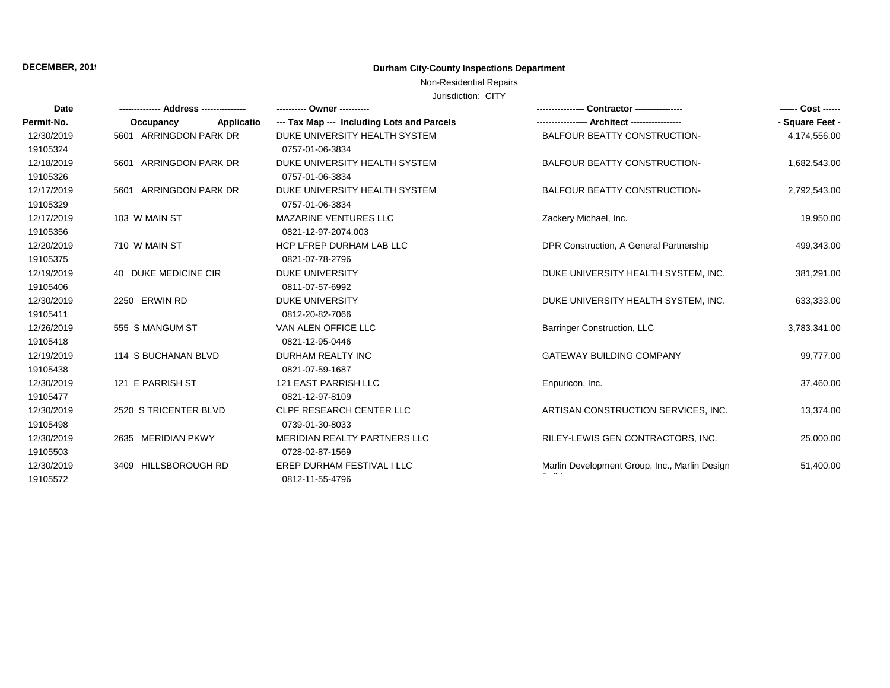**DECEMBER, 2019**

**Durham City-County Inspections Department**

Non-Residential Repairs

Jurisdiction: CITY

| Date / Permit-No. | Address / Occupancy / Applicatio | Owner / Tax Map --- Including Lots and Parcels | Contractor / Architect | Cost / Square Feet |
|---|---|---|---|---|
| 12/30/2019<br>19105324 | 5601 ARRINGDON PARK DR | DUKE UNIVERSITY HEALTH SYSTEM<br>0757-01-06-3834 | BALFOUR BEATTY CONSTRUCTION-<br>DURHAM BRANCH | 4,174,556.00 |
| 12/18/2019<br>19105326 | 5601 ARRINGDON PARK DR | DUKE UNIVERSITY HEALTH SYSTEM<br>0757-01-06-3834 | BALFOUR BEATTY CONSTRUCTION-<br>DURHAM BRANCH | 1,682,543.00 |
| 12/17/2019<br>19105329 | 5601 ARRINGDON PARK DR | DUKE UNIVERSITY HEALTH SYSTEM<br>0757-01-06-3834 | BALFOUR BEATTY CONSTRUCTION-<br>DURHAM BRANCH | 2,792,543.00 |
| 12/17/2019<br>19105356 | 103 W MAIN ST | MAZARINE VENTURES LLC<br>0821-12-97-2074.003 | Zackery Michael, Inc. | 19,950.00 |
| 12/20/2019<br>19105375 | 710 W MAIN ST | HCP LFREP DURHAM LAB LLC<br>0821-07-78-2796 | DPR Construction, A General Partnership | 499,343.00 |
| 12/19/2019<br>19105406 | 40 DUKE MEDICINE CIR | DUKE UNIVERSITY<br>0811-07-57-6992 | DUKE UNIVERSITY HEALTH SYSTEM, INC. | 381,291.00 |
| 12/30/2019<br>19105411 | 2250 ERWIN RD | DUKE UNIVERSITY<br>0812-20-82-7066 | DUKE UNIVERSITY HEALTH SYSTEM, INC. | 633,333.00 |
| 12/26/2019<br>19105418 | 555 S MANGUM ST | VAN ALEN OFFICE LLC<br>0821-12-95-0446 | Barringer Construction, LLC | 3,783,341.00 |
| 12/19/2019<br>19105438 | 114 S BUCHANAN BLVD | DURHAM REALTY INC<br>0821-07-59-1687 | GATEWAY BUILDING COMPANY | 99,777.00 |
| 12/30/2019<br>19105477 | 121 E PARRISH ST | 121 EAST PARRISH LLC<br>0821-12-97-8109 | Enpuricon, Inc. | 37,460.00 |
| 12/30/2019<br>19105498 | 2520 S TRICENTER BLVD | CLPF RESEARCH CENTER LLC<br>0739-01-30-8033 | ARTISAN CONSTRUCTION SERVICES, INC. | 13,374.00 |
| 12/30/2019<br>19105503 | 2635 MERIDIAN PKWY | MERIDIAN REALTY PARTNERS LLC<br>0728-02-87-1569 | RILEY-LEWIS GEN CONTRACTORS, INC. | 25,000.00 |
| 12/30/2019<br>19105572 | 3409 HILLSBOROUGH RD | EREP DURHAM FESTIVAL I LLC<br>0812-11-55-4796 | Marlin Development Group, Inc., Marlin Design<br>Build | 51,400.00 |